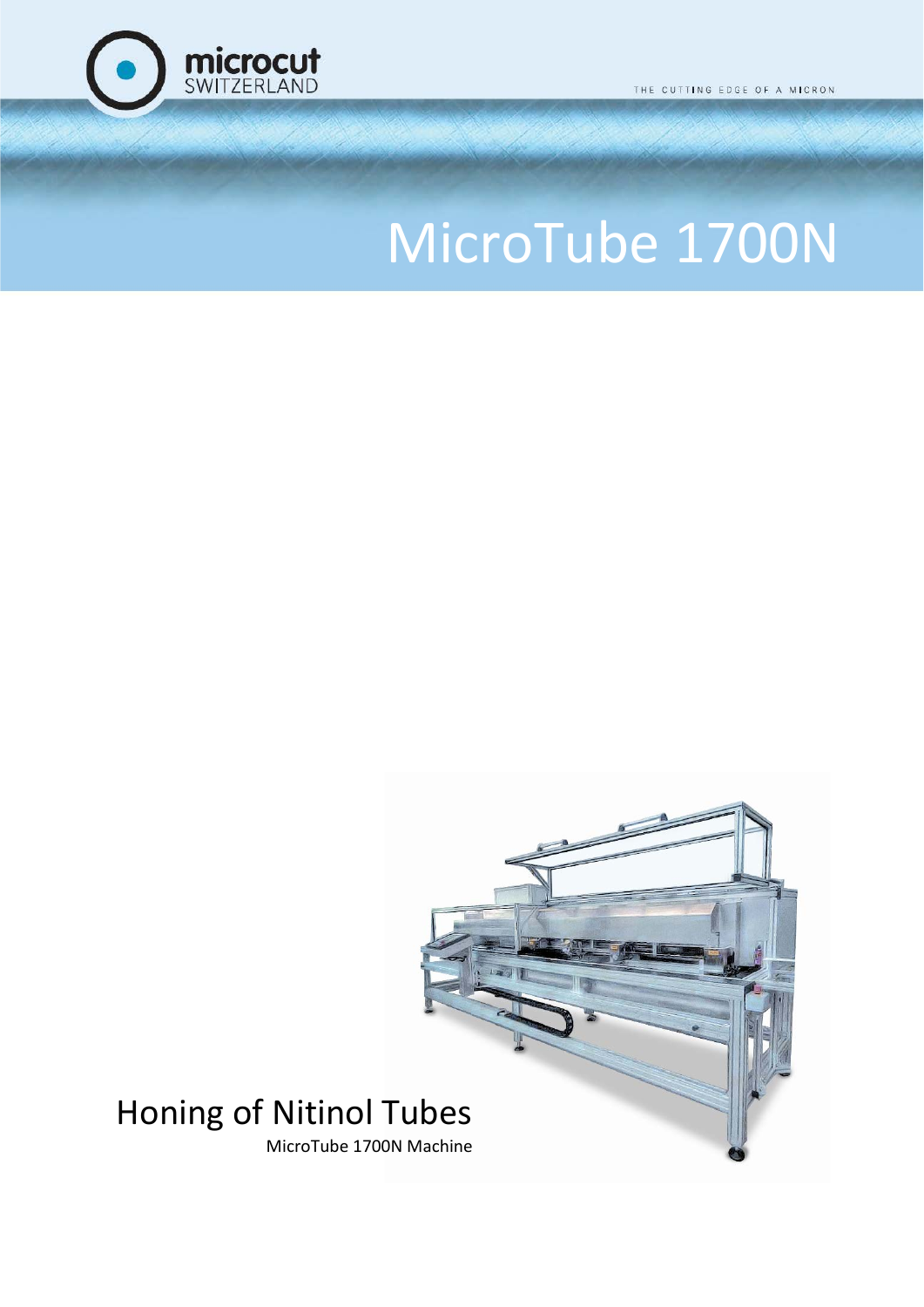microcut
SWITZERLAND

THE CUTTING EDGE OF A MICRON

# MicroTube 1700N

## Honing of Nitinol Tubes

MicroTube 1700N Machine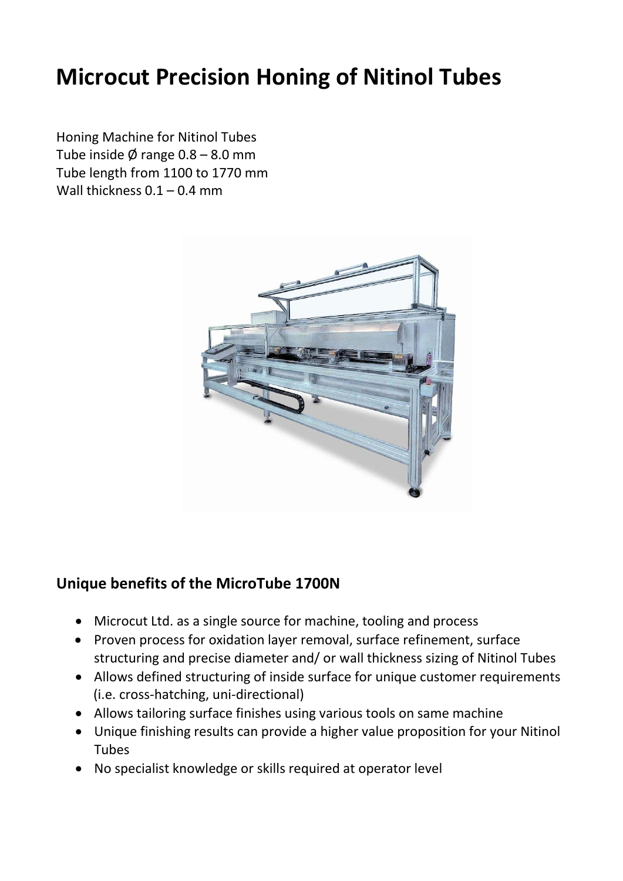# Microcut Precision Honing of Nitinol Tubes

Honing Machine for Nitinol Tubes
Tube inside Ø range 0.8 – 8.0 mm
Tube length from 1100 to 1770 mm
Wall thickness 0.1 – 0.4 mm

## Unique benefits of the MicroTube 1700N

- Microcut Ltd. as a single source for machine, tooling and process
- Proven process for oxidation layer removal, surface refinement, surface structuring and precise diameter and/ or wall thickness sizing of Nitinol Tubes
- Allows defined structuring of inside surface for unique customer requirements (i.e. cross-hatching, uni-directional)
- Allows tailoring surface finishes using various tools on same machine
- Unique finishing results can provide a higher value proposition for your Nitinol Tubes
- No specialist knowledge or skills required at operator level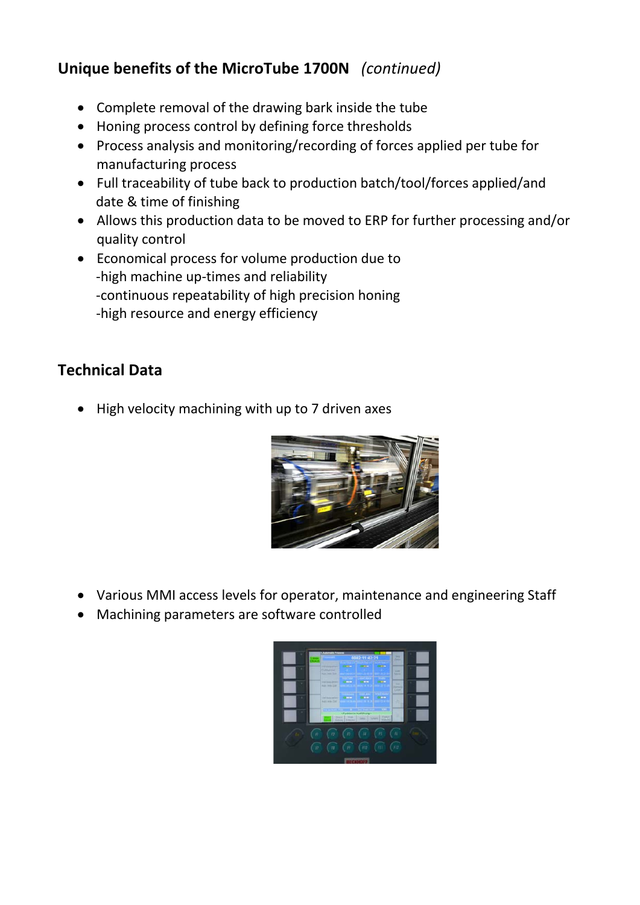## Unique benefits of the MicroTube 1700N *(continued)*

- Complete removal of the drawing bark inside the tube
- Honing process control by defining force thresholds
- Process analysis and monitoring/recording of forces applied per tube for manufacturing process
- Full traceability of tube back to production batch/tool/forces applied/and date & time of finishing
- Allows this production data to be moved to ERP for further processing and/or quality control
- Economical process for volume production due to
  -high machine up-times and reliability
  -continuous repeatability of high precision honing
  -high resource and energy efficiency

## Technical Data

- High velocity machining with up to 7 driven axes

- Various MMI access levels for operator, maintenance and engineering Staff
- Machining parameters are software controlled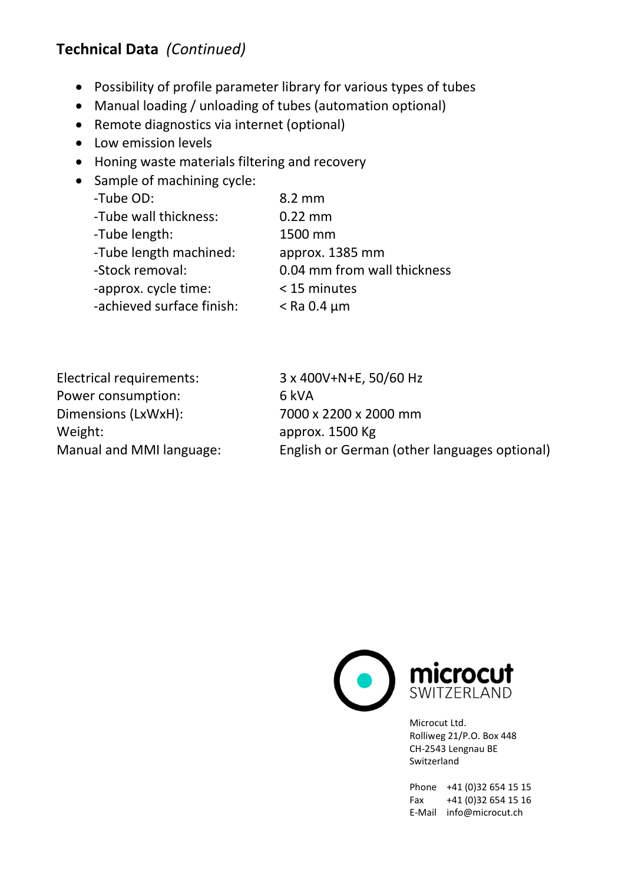## Technical Data *(Continued)*

- Possibility of profile parameter library for various types of tubes
- Manual loading / unloading of tubes (automation optional)
- Remote diagnostics via internet (optional)
- Low emission levels
- Honing waste materials filtering and recovery
- Sample of machining cycle:

| | |
|---|---|
| -Tube OD: | 8.2 mm |
| -Tube wall thickness: | 0.22 mm |
| -Tube length: | 1500 mm |
| -Tube length machined: | approx. 1385 mm |
| -Stock removal: | 0.04 mm from wall thickness |
| -approx. cycle time: | < 15 minutes |
| -achieved surface finish: | < Ra 0.4 µm |

| | |
|---|---|
| Electrical requirements: | 3 x 400V+N+E, 50/60 Hz |
| Power consumption: | 6 kVA |
| Dimensions (LxWxH): | 7000 x 2200 x 2000 mm |
| Weight: | approx. 1500 Kg |
| Manual and MMI language: | English or German (other languages optional) |

microcut SWITZERLAND

Microcut Ltd.
Rolliweg 21/P.O. Box 448
CH-2543 Lengnau BE
Switzerland

Phone +41 (0)32 654 15 15
Fax +41 (0)32 654 15 16
E-Mail info@microcut.ch